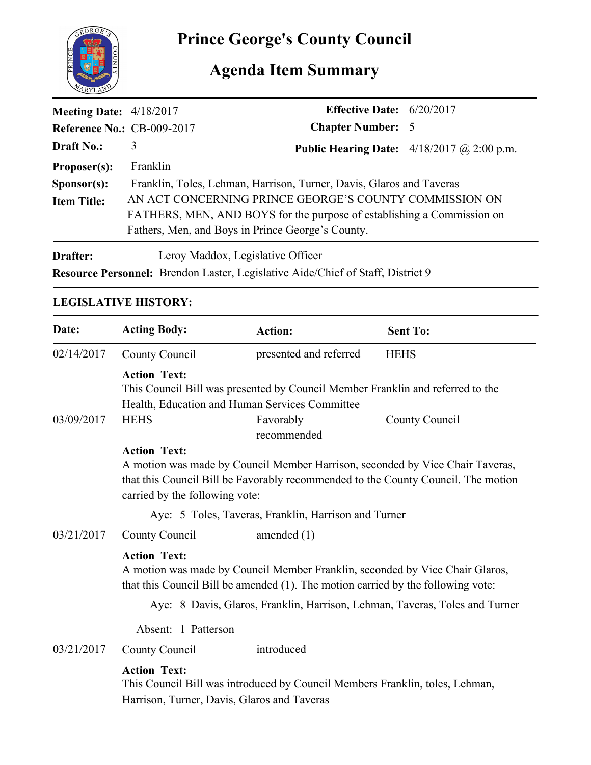# Prince George's County Council

## Agenda Item Summary

**Meeting Date:** 4/18/2017
**Reference No.:** CB-009-2017
**Draft No.:** 3
**Effective Date:** 6/20/2017
**Chapter Number:** 5
**Public Hearing Date:** 4/18/2017 @ 2:00 p.m.
**Proposer(s):** Franklin
**Sponsor(s):** Franklin, Toles, Lehman, Harrison, Turner, Davis, Glaros and Taveras
**Item Title:** AN ACT CONCERNING PRINCE GEORGE'S COUNTY COMMISSION ON FATHERS, MEN, AND BOYS for the purpose of establishing a Commission on Fathers, Men, and Boys in Prince George's County.

**Drafter:** Leroy Maddox, Legislative Officer
**Resource Personnel:** Brendon Laster, Legislative Aide/Chief of Staff, District 9

**LEGISLATIVE HISTORY:**

| Date: | Acting Body: | Action: | Sent To: |
|---|---|---|---|
| 02/14/2017 | County Council | presented and referred | HEHS |

**Action Text:**
This Council Bill was presented by Council Member Franklin and referred to the Health, Education and Human Services Committee

| Date: | Acting Body: | Action: | Sent To: |
|---|---|---|---|
| 03/09/2017 | HEHS | Favorably recommended | County Council |

**Action Text:**
A motion was made by Council Member Harrison, seconded by Vice Chair Taveras, that this Council Bill be Favorably recommended to the County Council. The motion carried by the following vote:

Aye: 5 Toles, Taveras, Franklin, Harrison and Turner

| Date: | Acting Body: | Action: | Sent To: |
|---|---|---|---|
| 03/21/2017 | County Council | amended (1) | |

**Action Text:**
A motion was made by Council Member Franklin, seconded by Vice Chair Glaros, that this Council Bill be amended (1). The motion carried by the following vote:

Aye: 8 Davis, Glaros, Franklin, Harrison, Lehman, Taveras, Toles and Turner

Absent: 1 Patterson

| Date: | Acting Body: | Action: | Sent To: |
|---|---|---|---|
| 03/21/2017 | County Council | introduced | |

**Action Text:**
This Council Bill was introduced by Council Members Franklin, toles, Lehman, Harrison, Turner, Davis, Glaros and Taveras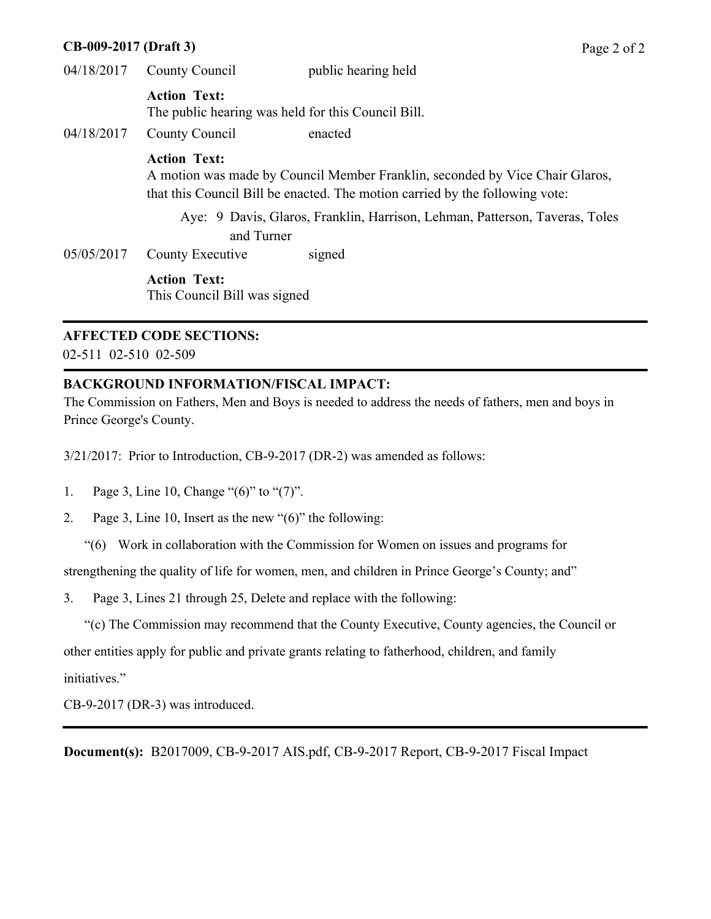| | | |
|---|---|---|
| 04/18/2017 | County Council | public hearing held |
| | **Action Text:** The public hearing was held for this Council Bill. | |
| 04/18/2017 | County Council | enacted |
| | **Action Text:** A motion was made by Council Member Franklin, seconded by Vice Chair Glaros, that this Council Bill be enacted. The motion carried by the following vote: Aye: 9 Davis, Glaros, Franklin, Harrison, Lehman, Patterson, Taveras, Toles and Turner | |
| 05/05/2017 | County Executive | signed |
| | **Action Text:** This Council Bill was signed | |

---

**AFFECTED CODE SECTIONS:**

02-511 02-510 02-509

---

**BACKGROUND INFORMATION/FISCAL IMPACT:**

The Commission on Fathers, Men and Boys is needed to address the needs of fathers, men and boys in Prince George's County.

3/21/2017: Prior to Introduction, CB-9-2017 (DR-2) was amended as follows:

1. Page 3, Line 10, Change "(6)" to "(7)".
2. Page 3, Line 10, Insert as the new "(6)" the following:

"(6) Work in collaboration with the Commission for Women on issues and programs for strengthening the quality of life for women, men, and children in Prince George's County; and"

3. Page 3, Lines 21 through 25, Delete and replace with the following:

"(c) The Commission may recommend that the County Executive, County agencies, the Council or other entities apply for public and private grants relating to fatherhood, children, and family initiatives."

CB-9-2017 (DR-3) was introduced.

---

**Document(s):** B2017009, CB-9-2017 AIS.pdf, CB-9-2017 Report, CB-9-2017 Fiscal Impact